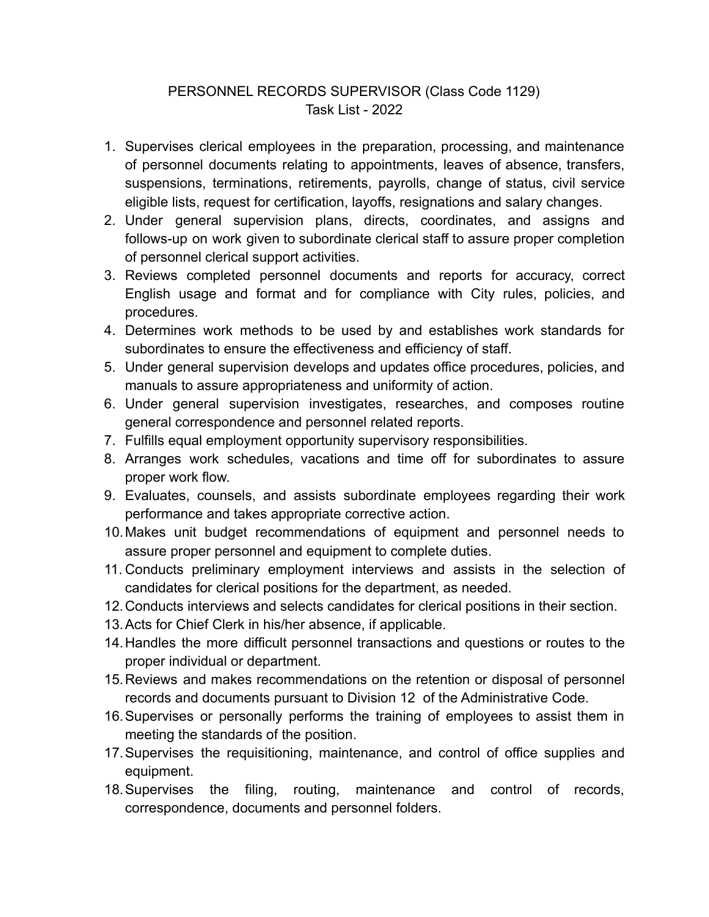# PERSONNEL RECORDS SUPERVISOR (Class Code 1129)
## Task List - 2022

1. Supervises clerical employees in the preparation, processing, and maintenance of personnel documents relating to appointments, leaves of absence, transfers, suspensions, terminations, retirements, payrolls, change of status, civil service eligible lists, request for certification, layoffs, resignations and salary changes.
2. Under general supervision plans, directs, coordinates, and assigns and follows-up on work given to subordinate clerical staff to assure proper completion of personnel clerical support activities.
3. Reviews completed personnel documents and reports for accuracy, correct English usage and format and for compliance with City rules, policies, and procedures.
4. Determines work methods to be used by and establishes work standards for subordinates to ensure the effectiveness and efficiency of staff.
5. Under general supervision develops and updates office procedures, policies, and manuals to assure appropriateness and uniformity of action.
6. Under general supervision investigates, researches, and composes routine general correspondence and personnel related reports.
7. Fulfills equal employment opportunity supervisory responsibilities.
8. Arranges work schedules, vacations and time off for subordinates to assure proper work flow.
9. Evaluates, counsels, and assists subordinate employees regarding their work performance and takes appropriate corrective action.
10. Makes unit budget recommendations of equipment and personnel needs to assure proper personnel and equipment to complete duties.
11. Conducts preliminary employment interviews and assists in the selection of candidates for clerical positions for the department, as needed.
12. Conducts interviews and selects candidates for clerical positions in their section.
13. Acts for Chief Clerk in his/her absence, if applicable.
14. Handles the more difficult personnel transactions and questions or routes to the proper individual or department.
15. Reviews and makes recommendations on the retention or disposal of personnel records and documents pursuant to Division 12 of the Administrative Code.
16. Supervises or personally performs the training of employees to assist them in meeting the standards of the position.
17. Supervises the requisitioning, maintenance, and control of office supplies and equipment.
18. Supervises the filing, routing, maintenance and control of records, correspondence, documents and personnel folders.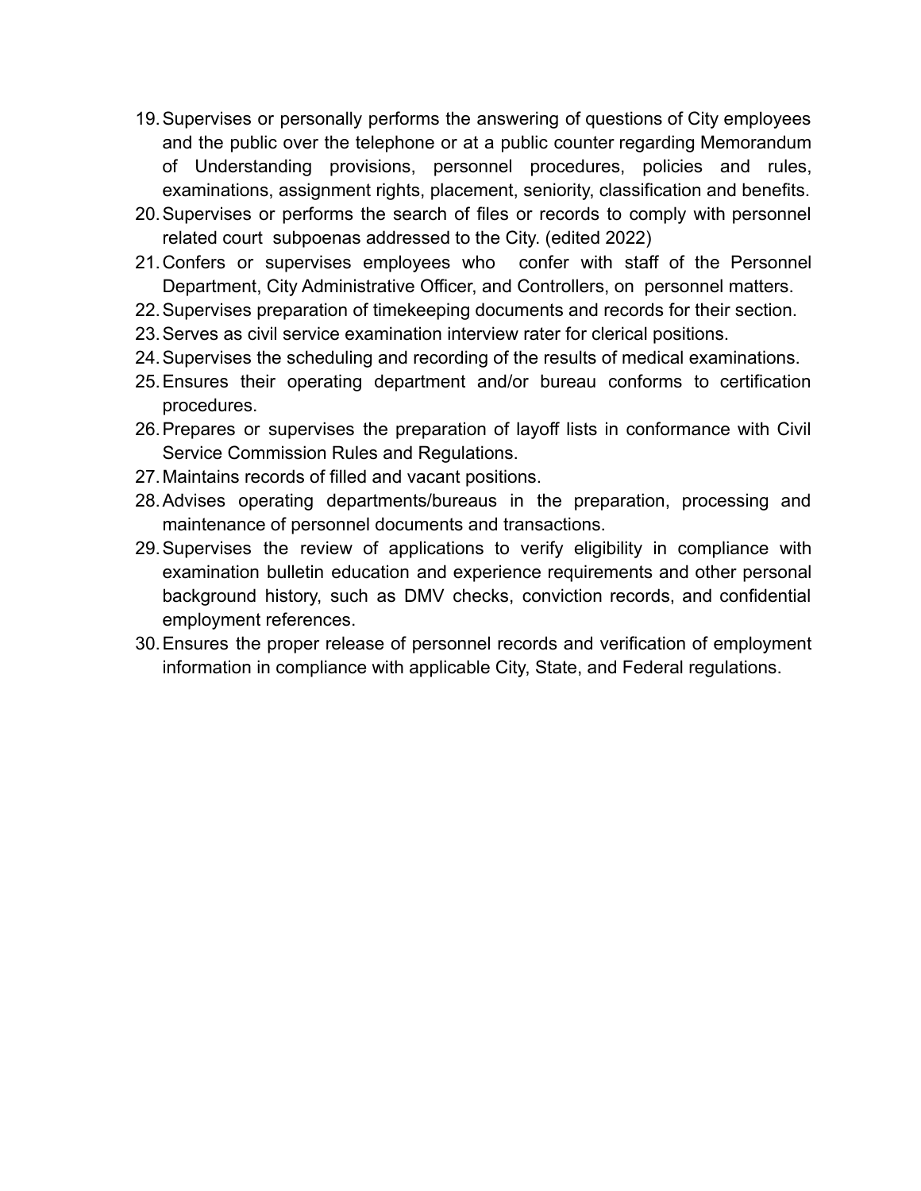19. Supervises or personally performs the answering of questions of City employees and the public over the telephone or at a public counter regarding Memorandum of Understanding provisions, personnel procedures, policies and rules, examinations, assignment rights, placement, seniority, classification and benefits.
20. Supervises or performs the search of files or records to comply with personnel related court subpoenas addressed to the City. (edited 2022)
21. Confers or supervises employees who confer with staff of the Personnel Department, City Administrative Officer, and Controllers, on personnel matters.
22. Supervises preparation of timekeeping documents and records for their section.
23. Serves as civil service examination interview rater for clerical positions.
24. Supervises the scheduling and recording of the results of medical examinations.
25. Ensures their operating department and/or bureau conforms to certification procedures.
26. Prepares or supervises the preparation of layoff lists in conformance with Civil Service Commission Rules and Regulations.
27. Maintains records of filled and vacant positions.
28. Advises operating departments/bureaus in the preparation, processing and maintenance of personnel documents and transactions.
29. Supervises the review of applications to verify eligibility in compliance with examination bulletin education and experience requirements and other personal background history, such as DMV checks, conviction records, and confidential employment references.
30. Ensures the proper release of personnel records and verification of employment information in compliance with applicable City, State, and Federal regulations.